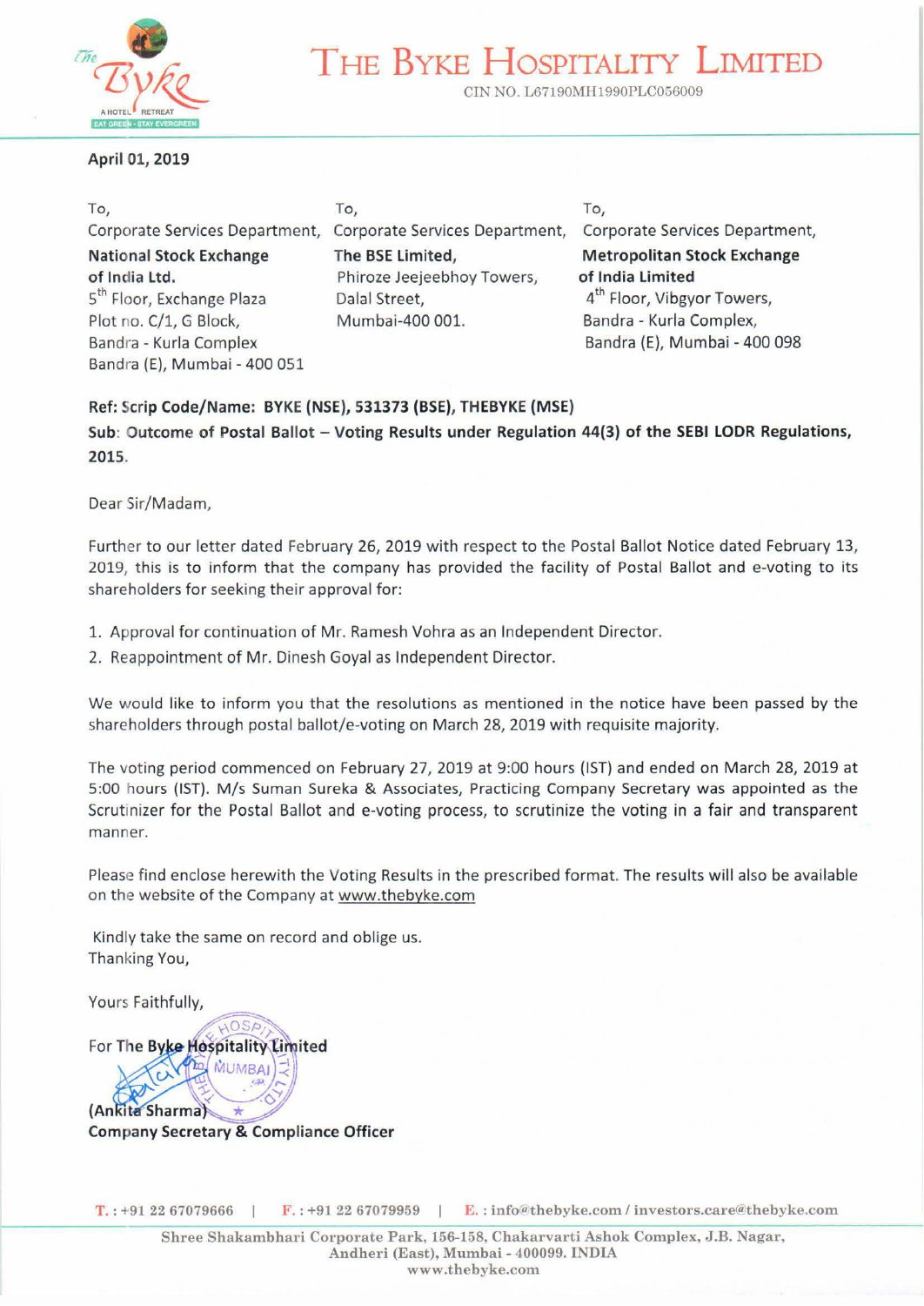# THE BYKE HOSPITALITY LIMITED

CIN NO. L67190MH1990PLC056009

**April 01, 2019**

To,
Corporate Services Department,
**National Stock Exchange of India Ltd.**
5th Floor, Exchange Plaza
Plot no. C/1, G Block,
Bandra - Kurla Complex
Bandra (E), Mumbai - 400 051

To,
Corporate Services Department,
**The BSE Limited,**
Phiroze Jeejeebhoy Towers,
Dalal Street,
Mumbai-400 001.

To,
Corporate Services Department,
**Metropolitan Stock Exchange of India Limited**
4th Floor, Vibgyor Towers,
Bandra - Kurla Complex,
Bandra (E), Mumbai - 400 098

**Ref: Scrip Code/Name: BYKE (NSE), 531373 (BSE), THEBYKE (MSE)**

**Sub: Outcome of Postal Ballot – Voting Results under Regulation 44(3) of the SEBI LODR Regulations, 2015.**

Dear Sir/Madam,

Further to our letter dated February 26, 2019 with respect to the Postal Ballot Notice dated February 13, 2019, this is to inform that the company has provided the facility of Postal Ballot and e-voting to its shareholders for seeking their approval for:

1. Approval for continuation of Mr. Ramesh Vohra as an Independent Director.
2. Reappointment of Mr. Dinesh Goyal as Independent Director.

We would like to inform you that the resolutions as mentioned in the notice have been passed by the shareholders through postal ballot/e-voting on March 28, 2019 with requisite majority.

The voting period commenced on February 27, 2019 at 9:00 hours (IST) and ended on March 28, 2019 at 5:00 hours (IST). M/s Suman Sureka & Associates, Practicing Company Secretary was appointed as the Scrutinizer for the Postal Ballot and e-voting process, to scrutinize the voting in a fair and transparent manner.

Please find enclose herewith the Voting Results in the prescribed format. The results will also be available on the website of the Company at www.thebyke.com

Kindly take the same on record and oblige us.
Thanking You,

Yours Faithfully,

For The Byke Hospitality Limited

**(Ankita Sharma)**
**Company Secretary & Compliance Officer**

T. : +91 22 67079666 | F. : +91 22 67079959 | E. : info@thebyke.com / investors.care@thebyke.com

Shree Shakambhari Corporate Park, 156-158, Chakarvarti Ashok Complex, J.B. Nagar, Andheri (East), Mumbai - 400099. INDIA
www.thebyke.com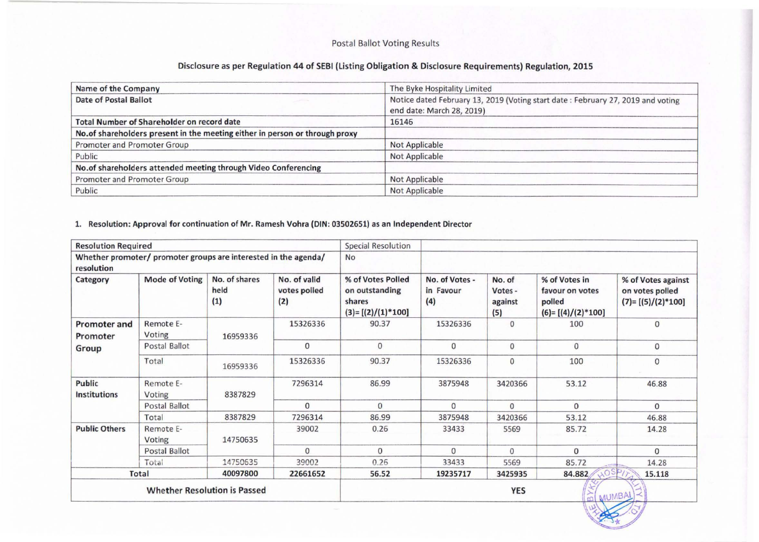Postal Ballot Voting Results

## Disclosure as per Regulation 44 of SEBI (Listing Obligation & Disclosure Requirements) Regulation, 2015

| Name of the Company | The Byke Hospitality Limited |
|---|---|
| Date of Postal Ballot | Notice dated February 13, 2019 (Voting start date : February 27, 2019 and voting end date: March 28, 2019) |
| **Total Number of Shareholder on record date** | 16146 |
| **No.of shareholders present in the meeting either in person or through proxy** | |
| Promoter and Promoter Group | Not Applicable |
| Public | Not Applicable |
| **No.of shareholders attended meeting through Video Conferencing** | |
| Promoter and Promoter Group | Not Applicable |
| Public | Not Applicable |

### 1. Resolution: Approval for continuation of Mr. Ramesh Vohra (DIN: 03502651) as an Independent Director

| Resolution Required | | | | Special Resolution | | | | |
|---|---|---|---|---|---|---|---|---|
| Whether promoter/ promoter groups are interested in the agenda/ resolution | | | | No | | | | |
| **Category** | **Mode of Voting** | **No. of shares held (1)** | **No. of valid votes polled (2)** | **% of Votes Polled on outstanding shares (3)= [(2)/(1)*100]** | **No. of Votes - in Favour (4)** | **No. of Votes - against (5)** | **% of Votes in favour on votes polled (6)= [(4)/(2)*100]** | **% of Votes against on votes polled (7)= [(5)/(2)*100]** |
| **Promoter and Promoter Group** | Remote E-Voting | 16959336 | 15326336 | 90.37 | 15326336 | 0 | 100 | 0 |
| | Postal Ballot | | 0 | 0 | 0 | 0 | 0 | 0 |
| | Total | 16959336 | 15326336 | 90.37 | 15326336 | 0 | 100 | 0 |
| **Public Institutions** | Remote E-Voting | 8387829 | 7296314 | 86.99 | 3875948 | 3420366 | 53.12 | 46.88 |
| | Postal Ballot | | 0 | 0 | 0 | 0 | 0 | 0 |
| | Total | 8387829 | 7296314 | 86.99 | 3875948 | 3420366 | 53.12 | 46.88 |
| **Public Others** | Remote E-Voting | 14750635 | 39002 | 0.26 | 33433 | 5569 | 85.72 | 14.28 |
| | Postal Ballot | | 0 | 0 | 0 | 0 | 0 | 0 |
| | Total | 14750635 | 39002 | 0.26 | 33433 | 5569 | 85.72 | 14.28 |
| **Total** | | **40097800** | **22661652** | **56.52** | **19235717** | **3425935** | **84.882** | **15.118** |
| **Whether Resolution is Passed** | | | | **YES** | | | | |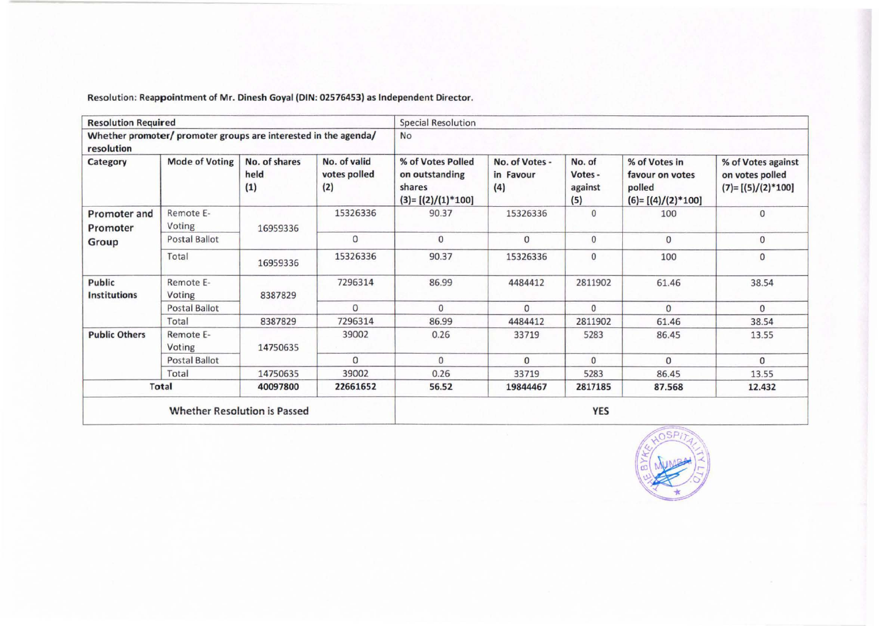Resolution: Reappointment of Mr. Dinesh Goyal (DIN: 02576453) as Independent Director.

| Resolution Required | | | | Special Resolution | | | | |
|---|---|---|---|---|---|---|---|---|
| Whether promoter/ promoter groups are interested in the agenda/ resolution | | | | No | | | | |
| Category | Mode of Voting | No. of shares held (1) | No. of valid votes polled (2) | % of Votes Polled on outstanding shares (3)= [(2)/(1)*100] | No. of Votes - in Favour (4) | No. of Votes - against (5) | % of Votes in favour on votes polled (6)= [(4)/(2)*100] | % of Votes against on votes polled (7)= [(5)/(2)*100] |
| Promoter and Promoter Group | Remote E-Voting | 16959336 | 15326336 | 90.37 | 15326336 | 0 | 100 | 0 |
| | Postal Ballot | | 0 | 0 | 0 | 0 | 0 | 0 |
| | Total | 16959336 | 15326336 | 90.37 | 15326336 | 0 | 100 | 0 |
| Public Institutions | Remote E-Voting | 8387829 | 7296314 | 86.99 | 4484412 | 2811902 | 61.46 | 38.54 |
| | Postal Ballot | | 0 | 0 | 0 | 0 | 0 | 0 |
| | Total | 8387829 | 7296314 | 86.99 | 4484412 | 2811902 | 61.46 | 38.54 |
| Public Others | Remote E-Voting | 14750635 | 39002 | 0.26 | 33719 | 5283 | 86.45 | 13.55 |
| | Postal Ballot | | 0 | 0 | 0 | 0 | 0 | 0 |
| | Total | 14750635 | 39002 | 0.26 | 33719 | 5283 | 86.45 | 13.55 |
| Total | | 40097800 | 22661652 | 56.52 | 19844467 | 2817185 | 87.568 | 12.432 |
| Whether Resolution is Passed | | | | YES | | | | |